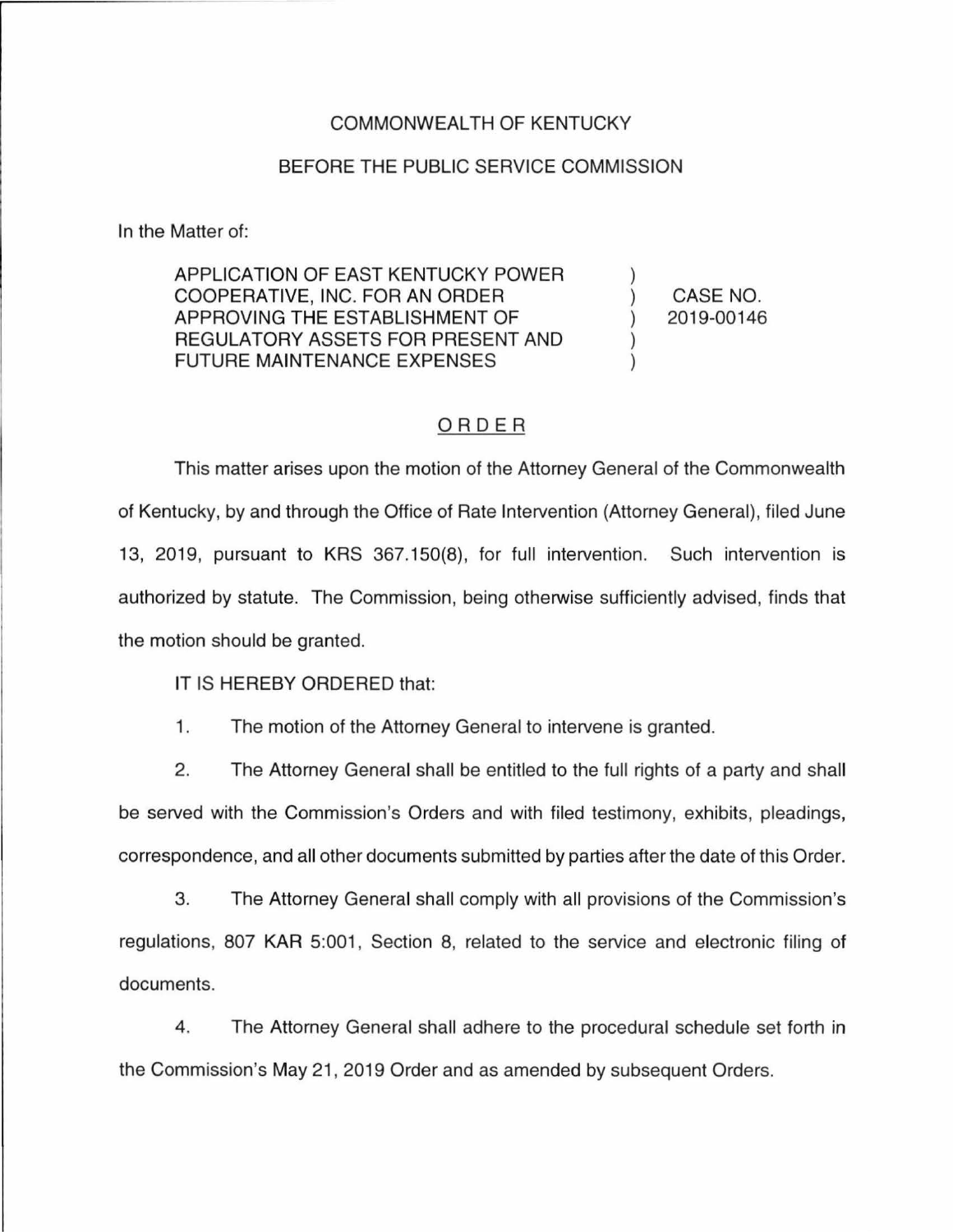COMMONWEALTH OF KENTUCKY

BEFORE THE PUBLIC SERVICE COMMISSION

In the Matter of:

| | | |
|---|---|---|
| APPLICATION OF EAST KENTUCKY POWER COOPERATIVE, INC. FOR AN ORDER APPROVING THE ESTABLISHMENT OF REGULATORY ASSETS FOR PRESENT AND FUTURE MAINTENANCE EXPENSES | ) ) ) ) ) | CASE NO. 2019-00146 |

## ORDER

This matter arises upon the motion of the Attorney General of the Commonwealth of Kentucky, by and through the Office of Rate Intervention (Attorney General), filed June 13, 2019, pursuant to KRS 367.150(8), for full intervention. Such intervention is authorized by statute. The Commission, being otherwise sufficiently advised, finds that the motion should be granted.

IT IS HEREBY ORDERED that:

1. The motion of the Attorney General to intervene is granted.

2. The Attorney General shall be entitled to the full rights of a party and shall be served with the Commission's Orders and with filed testimony, exhibits, pleadings, correspondence, and all other documents submitted by parties after the date of this Order.

3. The Attorney General shall comply with all provisions of the Commission's regulations, 807 KAR 5:001, Section 8, related to the service and electronic filing of documents.

4. The Attorney General shall adhere to the procedural schedule set forth in the Commission's May 21, 2019 Order and as amended by subsequent Orders.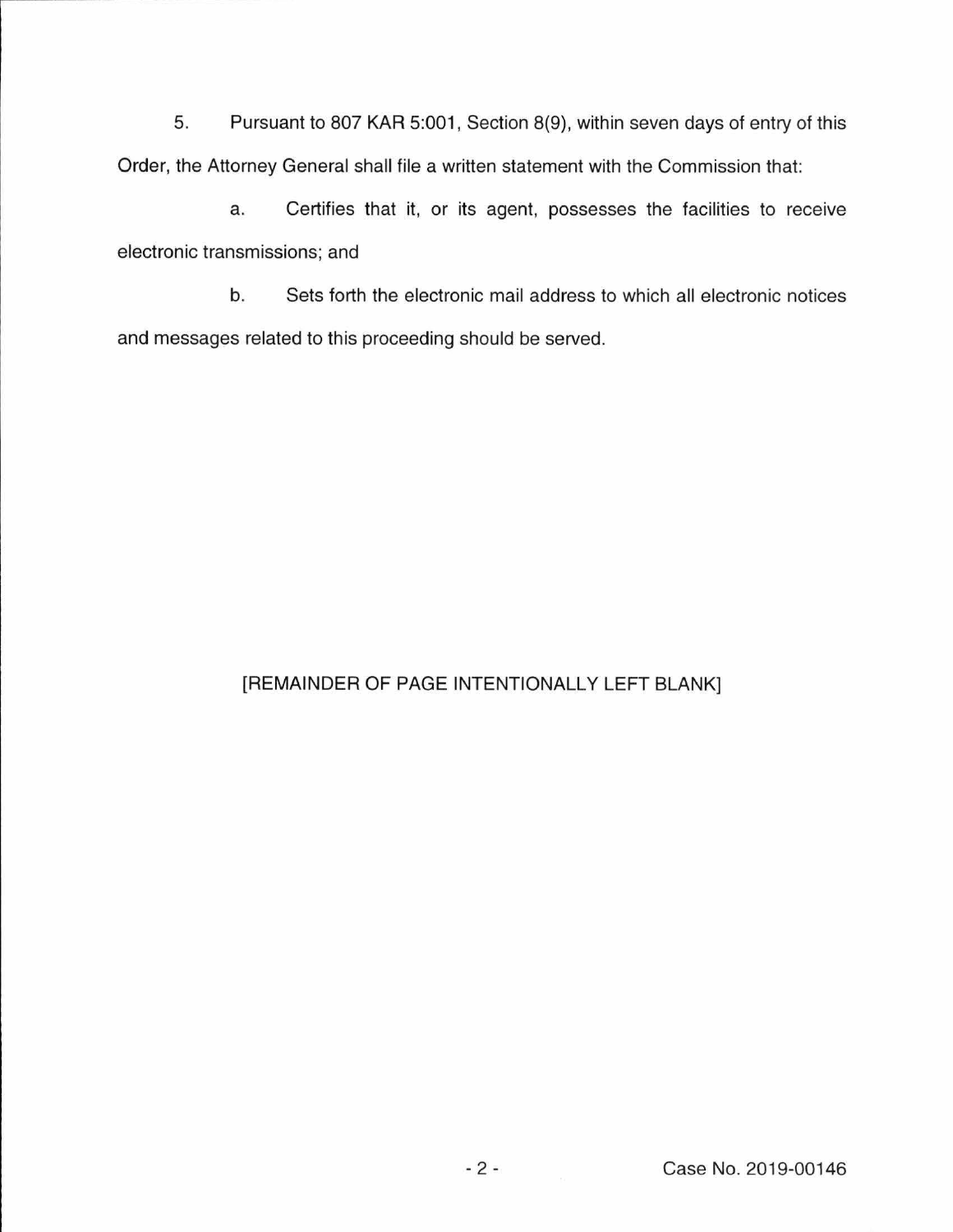5. Pursuant to 807 KAR 5:001, Section 8(9), within seven days of entry of this Order, the Attorney General shall file a written statement with the Commission that:

a. Certifies that it, or its agent, possesses the facilities to receive electronic transmissions; and

b. Sets forth the electronic mail address to which all electronic notices and messages related to this proceeding should be served.

[REMAINDER OF PAGE INTENTIONALLY LEFT BLANK]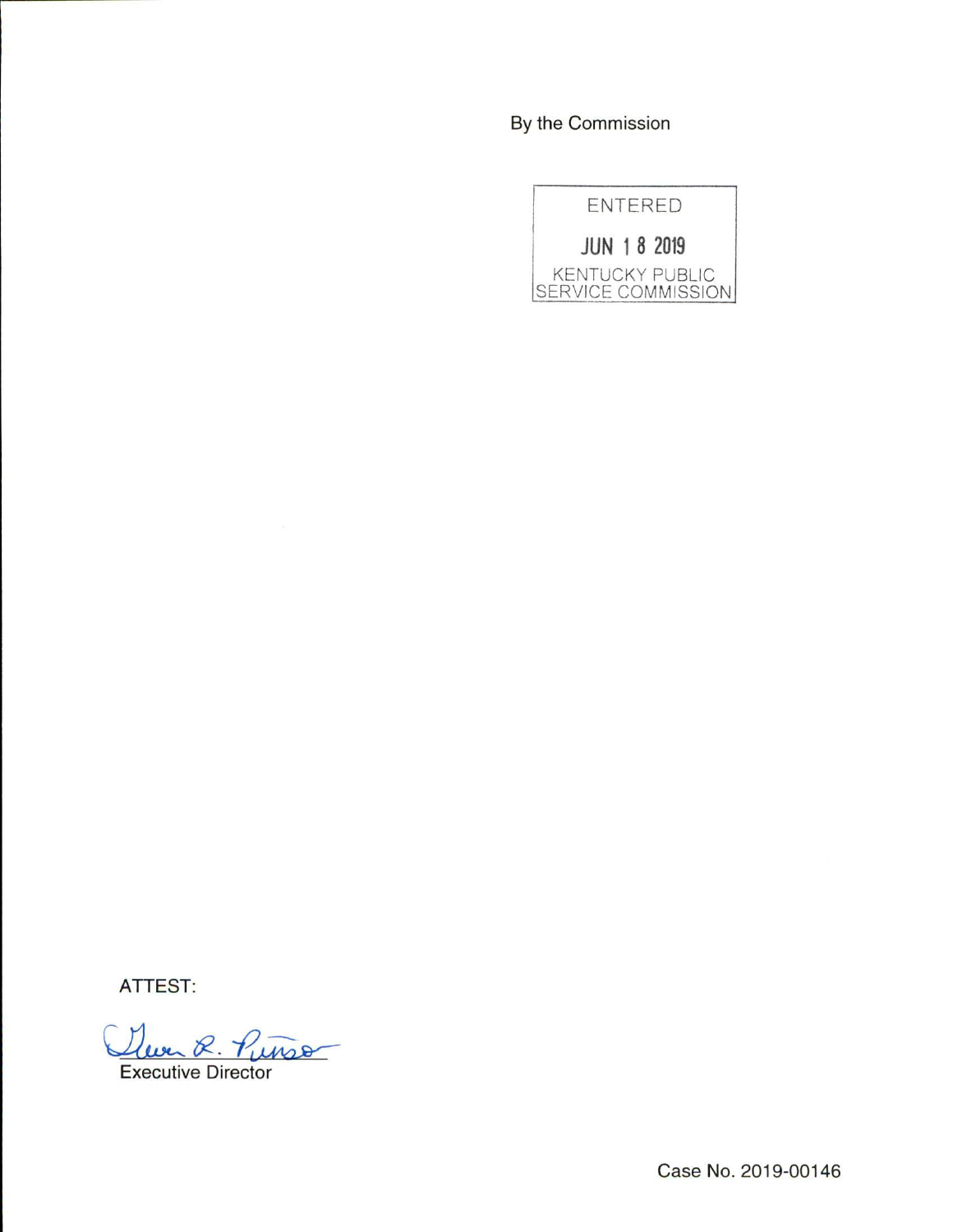By the Commission

ENTERED

JUN 18 2019

KENTUCKY PUBLIC SERVICE COMMISSION

ATTEST:

Executive Director

Case No. 2019-00146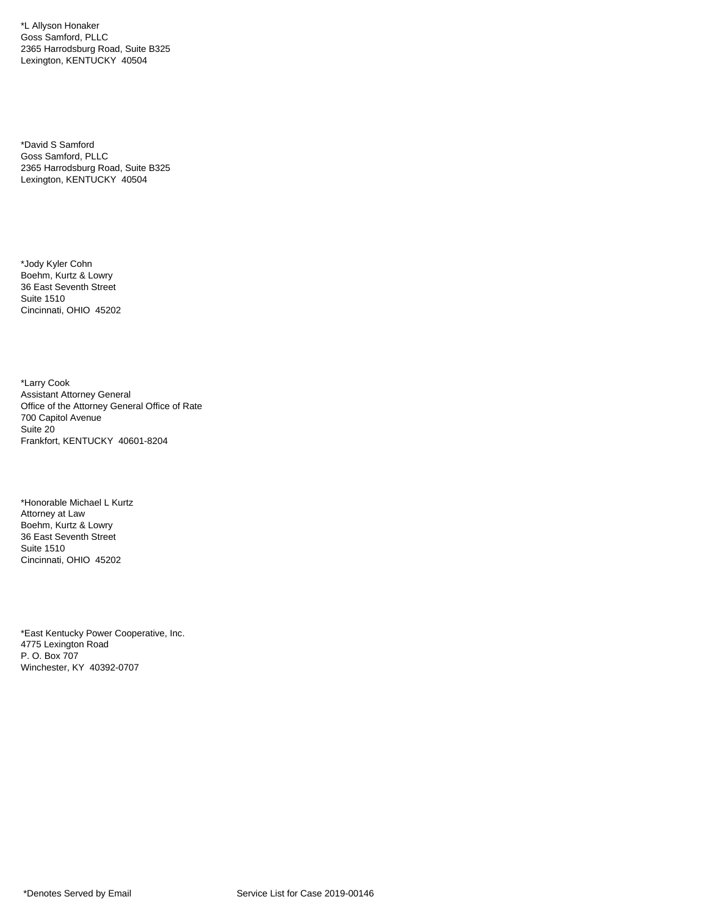*L Allyson Honaker
Goss Samford, PLLC
2365 Harrodsburg Road, Suite B325
Lexington, KENTUCKY 40504

*David S Samford
Goss Samford, PLLC
2365 Harrodsburg Road, Suite B325
Lexington, KENTUCKY 40504

*Jody Kyler Cohn
Boehm, Kurtz & Lowry
36 East Seventh Street
Suite 1510
Cincinnati, OHIO 45202

*Larry Cook
Assistant Attorney General
Office of the Attorney General Office of Rate
700 Capitol Avenue
Suite 20
Frankfort, KENTUCKY 40601-8204

*Honorable Michael L Kurtz
Attorney at Law
Boehm, Kurtz & Lowry
36 East Seventh Street
Suite 1510
Cincinnati, OHIO 45202

*East Kentucky Power Cooperative, Inc.
4775 Lexington Road
P. O. Box 707
Winchester, KY 40392-0707

*Denotes Served by Email

Service List for Case 2019-00146